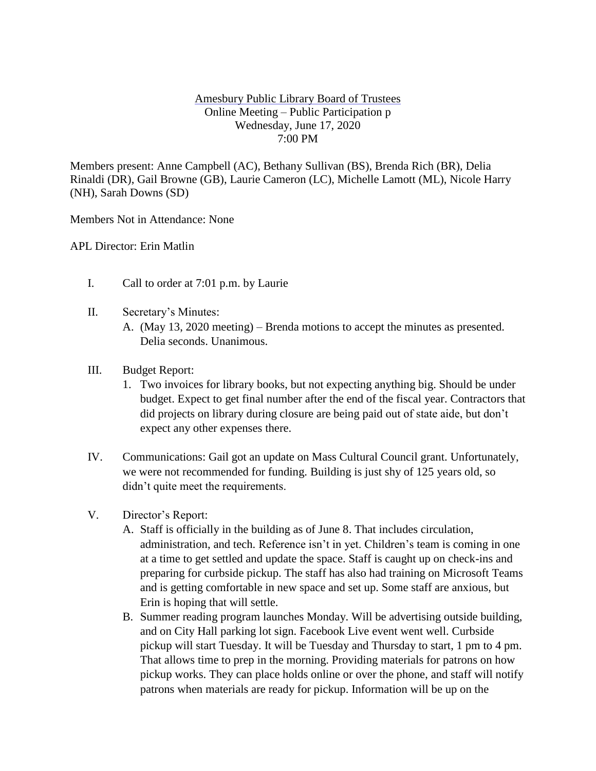Amesbury Public Library Board of Trustees
Online Meeting – Public Participation p
Wednesday, June 17, 2020
7:00 PM

Members present: Anne Campbell (AC), Bethany Sullivan (BS), Brenda Rich (BR), Delia Rinaldi (DR), Gail Browne (GB), Laurie Cameron (LC), Michelle Lamott (ML), Nicole Harry (NH), Sarah Downs (SD)

Members Not in Attendance: None

APL Director: Erin Matlin

I. Call to order at 7:01 p.m. by Laurie

II. Secretary's Minutes:
   A. (May 13, 2020 meeting) – Brenda motions to accept the minutes as presented. Delia seconds. Unanimous.

III. Budget Report:
   1. Two invoices for library books, but not expecting anything big. Should be under budget. Expect to get final number after the end of the fiscal year. Contractors that did projects on library during closure are being paid out of state aide, but don't expect any other expenses there.

IV. Communications: Gail got an update on Mass Cultural Council grant. Unfortunately, we were not recommended for funding. Building is just shy of 125 years old, so didn't quite meet the requirements.

V. Director's Report:
   A. Staff is officially in the building as of June 8. That includes circulation, administration, and tech. Reference isn't in yet. Children's team is coming in one at a time to get settled and update the space. Staff is caught up on check-ins and preparing for curbside pickup. The staff has also had training on Microsoft Teams and is getting comfortable in new space and set up. Some staff are anxious, but Erin is hoping that will settle.
   B. Summer reading program launches Monday. Will be advertising outside building, and on City Hall parking lot sign. Facebook Live event went well. Curbside pickup will start Tuesday. It will be Tuesday and Thursday to start, 1 pm to 4 pm. That allows time to prep in the morning. Providing materials for patrons on how pickup works. They can place holds online or over the phone, and staff will notify patrons when materials are ready for pickup. Information will be up on the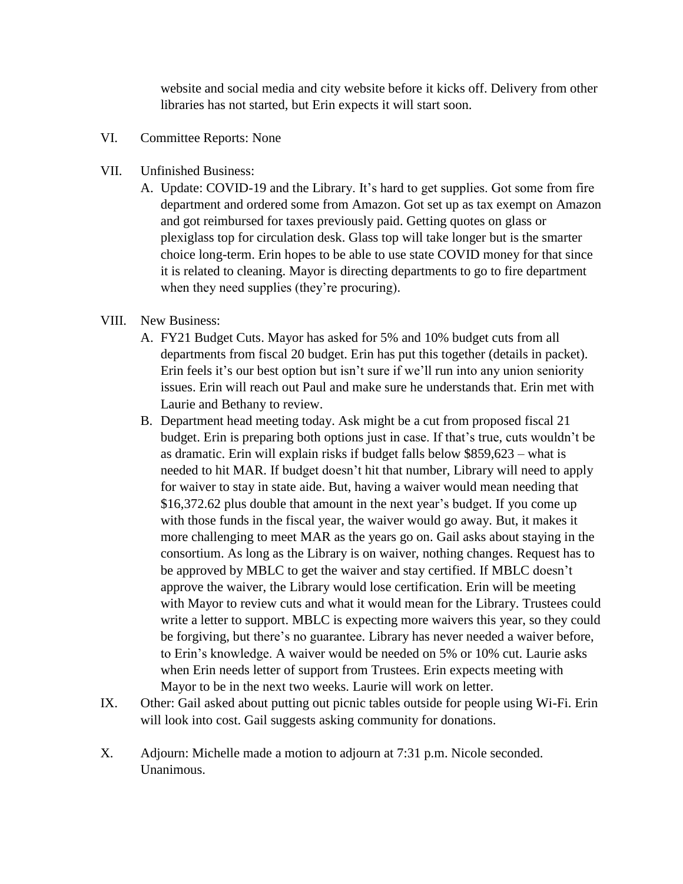website and social media and city website before it kicks off. Delivery from other libraries has not started, but Erin expects it will start soon.

VI. Committee Reports: None

VII. Unfinished Business:

A. Update: COVID-19 and the Library. It's hard to get supplies. Got some from fire department and ordered some from Amazon. Got set up as tax exempt on Amazon and got reimbursed for taxes previously paid. Getting quotes on glass or plexiglass top for circulation desk. Glass top will take longer but is the smarter choice long-term. Erin hopes to be able to use state COVID money for that since it is related to cleaning. Mayor is directing departments to go to fire department when they need supplies (they're procuring).

VIII. New Business:

A. FY21 Budget Cuts. Mayor has asked for 5% and 10% budget cuts from all departments from fiscal 20 budget. Erin has put this together (details in packet). Erin feels it's our best option but isn't sure if we'll run into any union seniority issues. Erin will reach out Paul and make sure he understands that. Erin met with Laurie and Bethany to review.

B. Department head meeting today. Ask might be a cut from proposed fiscal 21 budget. Erin is preparing both options just in case. If that's true, cuts wouldn't be as dramatic. Erin will explain risks if budget falls below $859,623 – what is needed to hit MAR. If budget doesn't hit that number, Library will need to apply for waiver to stay in state aide. But, having a waiver would mean needing that $16,372.62 plus double that amount in the next year's budget. If you come up with those funds in the fiscal year, the waiver would go away. But, it makes it more challenging to meet MAR as the years go on. Gail asks about staying in the consortium. As long as the Library is on waiver, nothing changes. Request has to be approved by MBLC to get the waiver and stay certified. If MBLC doesn't approve the waiver, the Library would lose certification. Erin will be meeting with Mayor to review cuts and what it would mean for the Library. Trustees could write a letter to support. MBLC is expecting more waivers this year, so they could be forgiving, but there's no guarantee. Library has never needed a waiver before, to Erin's knowledge. A waiver would be needed on 5% or 10% cut. Laurie asks when Erin needs letter of support from Trustees. Erin expects meeting with Mayor to be in the next two weeks. Laurie will work on letter.

IX. Other: Gail asked about putting out picnic tables outside for people using Wi-Fi. Erin will look into cost. Gail suggests asking community for donations.

X. Adjourn: Michelle made a motion to adjourn at 7:31 p.m. Nicole seconded. Unanimous.